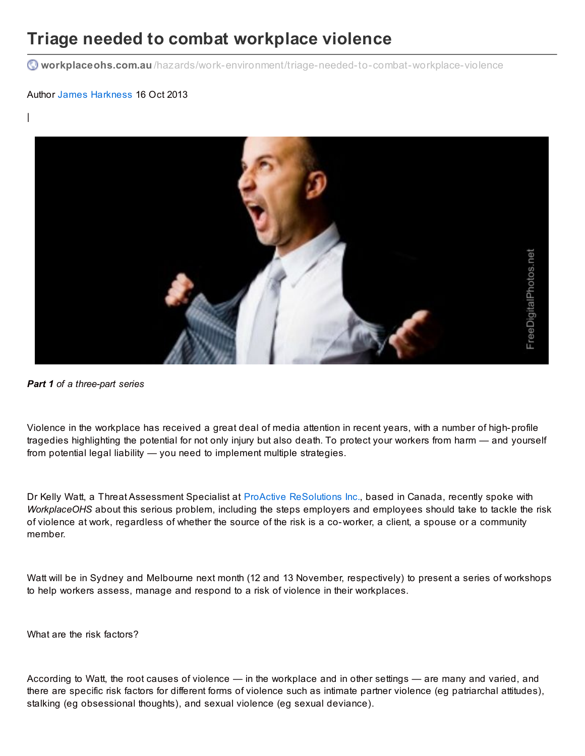# Triage needed to combat workplace violence

workplaceohs.com.au /hazards/work-environment/triage-needed-to-combat-workplace-violence

Author James Harkness 16 Oct 2013

|

***Part 1** of a three-part series*

Violence in the workplace has received a great deal of media attention in recent years, with a number of high-profile tragedies highlighting the potential for not only injury but also death. To protect your workers from harm — and yourself from potential legal liability — you need to implement multiple strategies.

Dr Kelly Watt, a Threat Assessment Specialist at ProActive ReSolutions Inc., based in Canada, recently spoke with *WorkplaceOHS* about this serious problem, including the steps employers and employees should take to tackle the risk of violence at work, regardless of whether the source of the risk is a co-worker, a client, a spouse or a community member.

Watt will be in Sydney and Melbourne next month (12 and 13 November, respectively) to present a series of workshops to help workers assess, manage and respond to a risk of violence in their workplaces.

What are the risk factors?

According to Watt, the root causes of violence — in the workplace and in other settings — are many and varied, and there are specific risk factors for different forms of violence such as intimate partner violence (eg patriarchal attitudes), stalking (eg obsessional thoughts), and sexual violence (eg sexual deviance).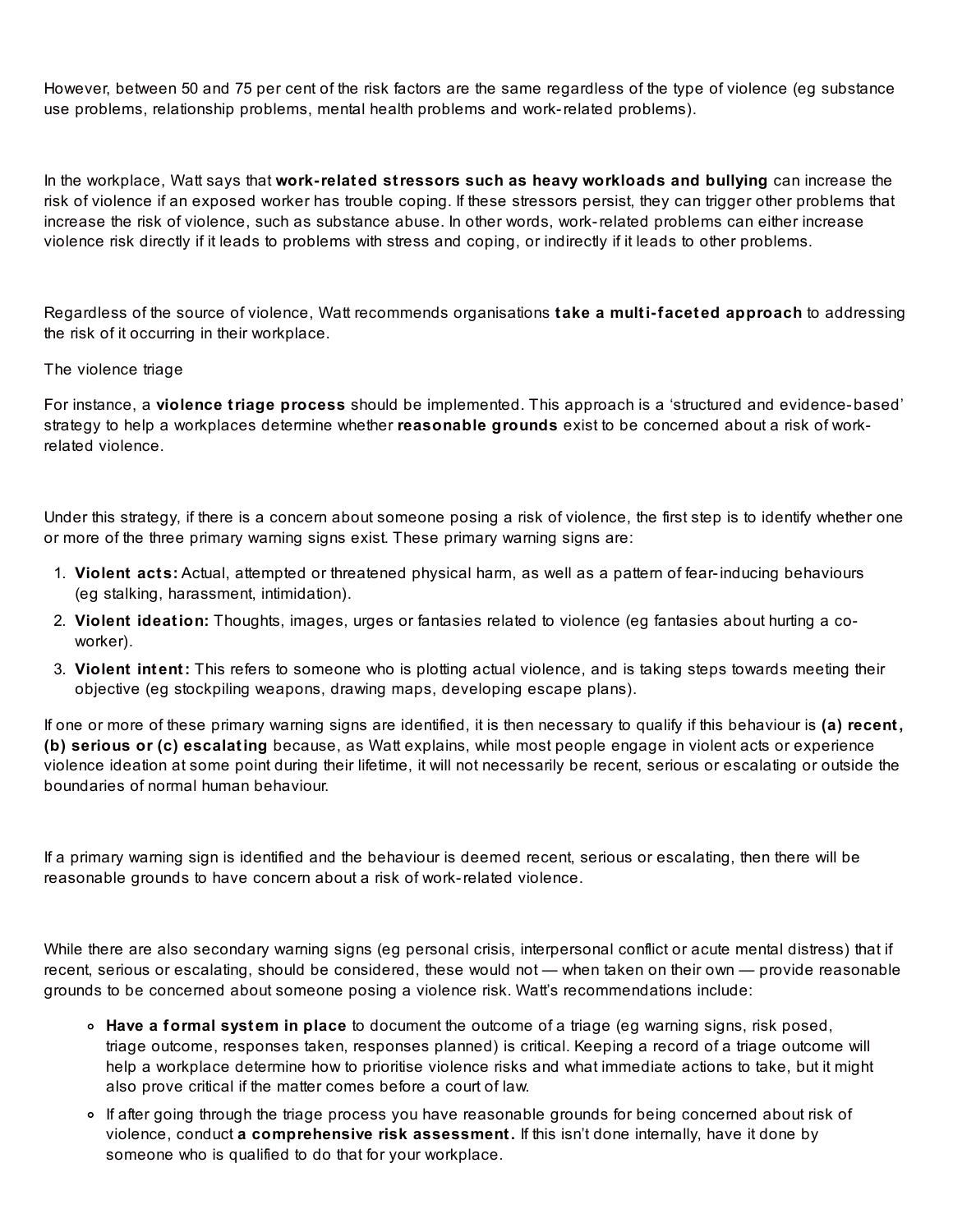However, between 50 and 75 per cent of the risk factors are the same regardless of the type of violence (eg substance use problems, relationship problems, mental health problems and work-related problems).

In the workplace, Watt says that **work-related stressors such as heavy workloads and bullying** can increase the risk of violence if an exposed worker has trouble coping. If these stressors persist, they can trigger other problems that increase the risk of violence, such as substance abuse. In other words, work-related problems can either increase violence risk directly if it leads to problems with stress and coping, or indirectly if it leads to other problems.

Regardless of the source of violence, Watt recommends organisations **take a multi-faceted approach** to addressing the risk of it occurring in their workplace.

The violence triage

For instance, a **violence triage process** should be implemented. This approach is a 'structured and evidence-based' strategy to help a workplaces determine whether **reasonable grounds** exist to be concerned about a risk of work-related violence.

Under this strategy, if there is a concern about someone posing a risk of violence, the first step is to identify whether one or more of the three primary warning signs exist. These primary warning signs are:

1. **Violent acts:** Actual, attempted or threatened physical harm, as well as a pattern of fear-inducing behaviours (eg stalking, harassment, intimidation).
2. **Violent ideation:** Thoughts, images, urges or fantasies related to violence (eg fantasies about hurting a co-worker).
3. **Violent intent:** This refers to someone who is plotting actual violence, and is taking steps towards meeting their objective (eg stockpiling weapons, drawing maps, developing escape plans).

If one or more of these primary warning signs are identified, it is then necessary to qualify if this behaviour is **(a) recent, (b) serious or (c) escalating** because, as Watt explains, while most people engage in violent acts or experience violence ideation at some point during their lifetime, it will not necessarily be recent, serious or escalating or outside the boundaries of normal human behaviour.

If a primary warning sign is identified and the behaviour is deemed recent, serious or escalating, then there will be reasonable grounds to have concern about a risk of work-related violence.

While there are also secondary warning signs (eg personal crisis, interpersonal conflict or acute mental distress) that if recent, serious or escalating, should be considered, these would not — when taken on their own — provide reasonable grounds to be concerned about someone posing a violence risk. Watt's recommendations include:

- **Have a formal system in place** to document the outcome of a triage (eg warning signs, risk posed, triage outcome, responses taken, responses planned) is critical. Keeping a record of a triage outcome will help a workplace determine how to prioritise violence risks and what immediate actions to take, but it might also prove critical if the matter comes before a court of law.
- If after going through the triage process you have reasonable grounds for being concerned about risk of violence, conduct **a comprehensive risk assessment.** If this isn't done internally, have it done by someone who is qualified to do that for your workplace.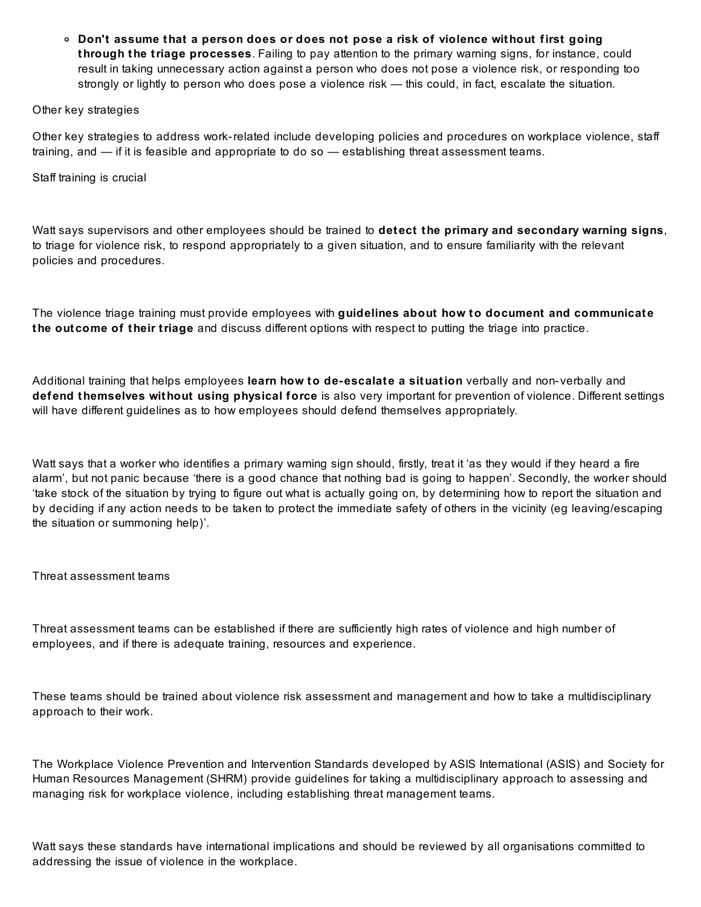- **Don't assume that a person does or does not pose a risk of violence without first going through the triage processes**. Failing to pay attention to the primary warning signs, for instance, could result in taking unnecessary action against a person who does not pose a violence risk, or responding too strongly or lightly to person who does pose a violence risk — this could, in fact, escalate the situation.

Other key strategies

Other key strategies to address work-related include developing policies and procedures on workplace violence, staff training, and — if it is feasible and appropriate to do so — establishing threat assessment teams.

Staff training is crucial

Watt says supervisors and other employees should be trained to **detect the primary and secondary warning signs**, to triage for violence risk, to respond appropriately to a given situation, and to ensure familiarity with the relevant policies and procedures.

The violence triage training must provide employees with **guidelines about how to document and communicate the outcome of their triage** and discuss different options with respect to putting the triage into practice.

Additional training that helps employees **learn how to de-escalate a situation** verbally and non-verbally and **defend themselves without using physical force** is also very important for prevention of violence. Different settings will have different guidelines as to how employees should defend themselves appropriately.

Watt says that a worker who identifies a primary warning sign should, firstly, treat it 'as they would if they heard a fire alarm', but not panic because 'there is a good chance that nothing bad is going to happen'. Secondly, the worker should 'take stock of the situation by trying to figure out what is actually going on, by determining how to report the situation and by deciding if any action needs to be taken to protect the immediate safety of others in the vicinity (eg leaving/escaping the situation or summoning help)'.

Threat assessment teams

Threat assessment teams can be established if there are sufficiently high rates of violence and high number of employees, and if there is adequate training, resources and experience.

These teams should be trained about violence risk assessment and management and how to take a multidisciplinary approach to their work.

The Workplace Violence Prevention and Intervention Standards developed by ASIS International (ASIS) and Society for Human Resources Management (SHRM) provide guidelines for taking a multidisciplinary approach to assessing and managing risk for workplace violence, including establishing threat management teams.

Watt says these standards have international implications and should be reviewed by all organisations committed to addressing the issue of violence in the workplace.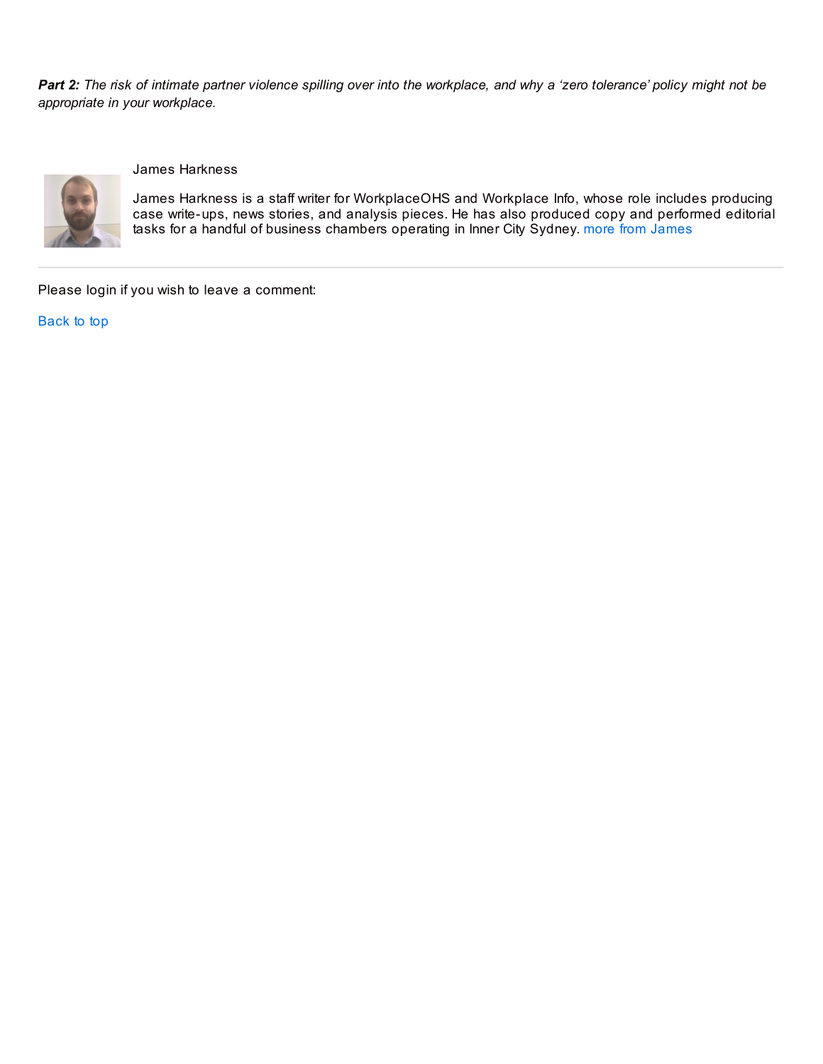***Part 2:*** *The risk of intimate partner violence spilling over into the workplace, and why a 'zero tolerance' policy might not be appropriate in your workplace.*

James Harkness

James Harkness is a staff writer for WorkplaceOHS and Workplace Info, whose role includes producing case write-ups, news stories, and analysis pieces. He has also produced copy and performed editorial tasks for a handful of business chambers operating in Inner City Sydney. more from James

---

Please login if you wish to leave a comment:

Back to top